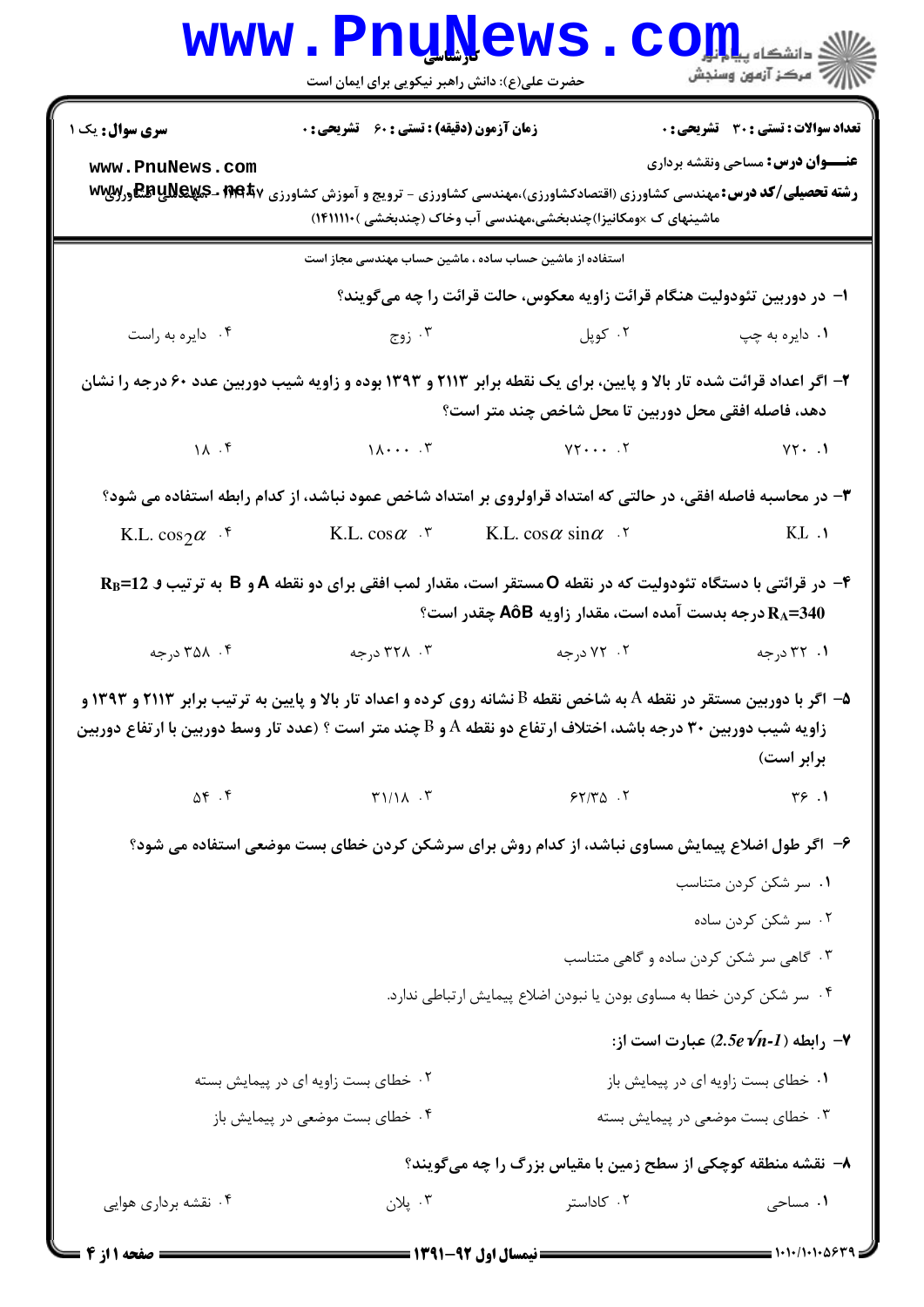**سری سوال:** یک ۱

**زمان آزمون (دقیقه) : تستی : ۶۰ تشریحی : ۰**

**تعداد سوالات : تستی : ۳۰ تشریحی : ۰**

**عنـــوان درس:** مساحی ونقشه برداری

**رشته تحصیلی/کد درس:** مهندسی کشاورزی (اقتصادکشاورزی)،مهندسی کشاورزی - ترویج و آموزش کشاورزی ۱۴۱۱۰۰۷ - مهندسی کشاورزی ماشینهای ک ×ومکانیزا)چندبخشی،مهندسی آب وخاک (چندبخشی )۱۴۱۱۱۱۰)

استفاده از ماشین حساب ساده ، ماشین حساب مهندسی مجاز است

۱- در دوربین تئودولیت هنگام قرائت زاویه معکوس، حالت قرائت را چه می‌گویند؟

۱. دایره به چپ ۲. کوپل ۳. زوج ۴. دایره به راست

۲- اگر اعداد قرائت شده تار بالا و پایین، برای یک نقطه برابر ۲۱۱۳ و ۱۳۹۳ بوده و زاویه شیب دوربین عدد ۶۰ درجه را نشان دهد، فاصله افقی محل دوربین تا محل شاخص چند متر است؟

۱. ۷۲۰ ۲. ۷۲۰۰۰ ۳. ۱۸۰۰۰ ۴. ۱۸

۳- در محاسبه فاصله افقی، در حالتی که امتداد قراولروی بر امتداد شاخص عمود نباشد، از کدام رابطه استفاده می شود؟

۱. $K.L$ ۲. $K.L. \cos\alpha \sin\alpha$ ۳. $K.L. \cos\alpha$ ۴. $K.L. \cos_2\alpha$

۴- در قرائتی با دستگاه تئودولیت که در نقطه O مستقر است، مقدار لمب افقی برای دو نقطه A و B به ترتیب و $R_B=12$ و $R_A=340$ درجه بدست آمده است، مقدار زاویه AôB چقدر است؟

۱. ۳۲ درجه ۲. ۷۲ درجه ۳. ۳۲۸ درجه ۴. ۳۵۸ درجه

۵- اگر با دوربین مستقر در نقطه A به شاخص نقطه B نشانه روی کرده و اعداد تار بالا و پایین به ترتیب برابر ۲۱۱۳ و ۱۳۹۳ و زاویه شیب دوربین ۳۰ درجه باشد، اختلاف ارتفاع دو نقطه A و B چند متر است ؟ (عدد تار وسط دوربین با ارتفاع دوربین برابر است)

۱. ۳۶ ۲. ۶۲/۳۵ ۳. ۳۱/۱۸ ۴. ۵۴

۶- اگر طول اضلاع پیمایش مساوی نباشد، از کدام روش برای سرشکن کردن خطای بست موضعی استفاده می شود؟

۱. سر شکن کردن متناسب

۲. سر شکن کردن ساده

۳. گاهی سر شکن کردن ساده و گاهی متناسب

۴. سر شکن کردن خطا به مساوی بودن یا نبودن اضلاع پیمایش ارتباطی ندارد.

۷- رابطه ($2.5e\sqrt{n-1}$) عبارت است از:

۱. خطای بست زاویه ای در پیمایش باز ۲. خطای بست زاویه ای در پیمایش بسته

۳. خطای بست موضعی در پیمایش بسته ۴. خطای بست موضعی در پیمایش باز

۸- نقشه منطقه کوچکی از سطح زمین با مقیاس بزرگ را چه می‌گویند؟

۱. مساحی ۲. کاداستر ۳. پلان ۴. نقشه برداری هوایی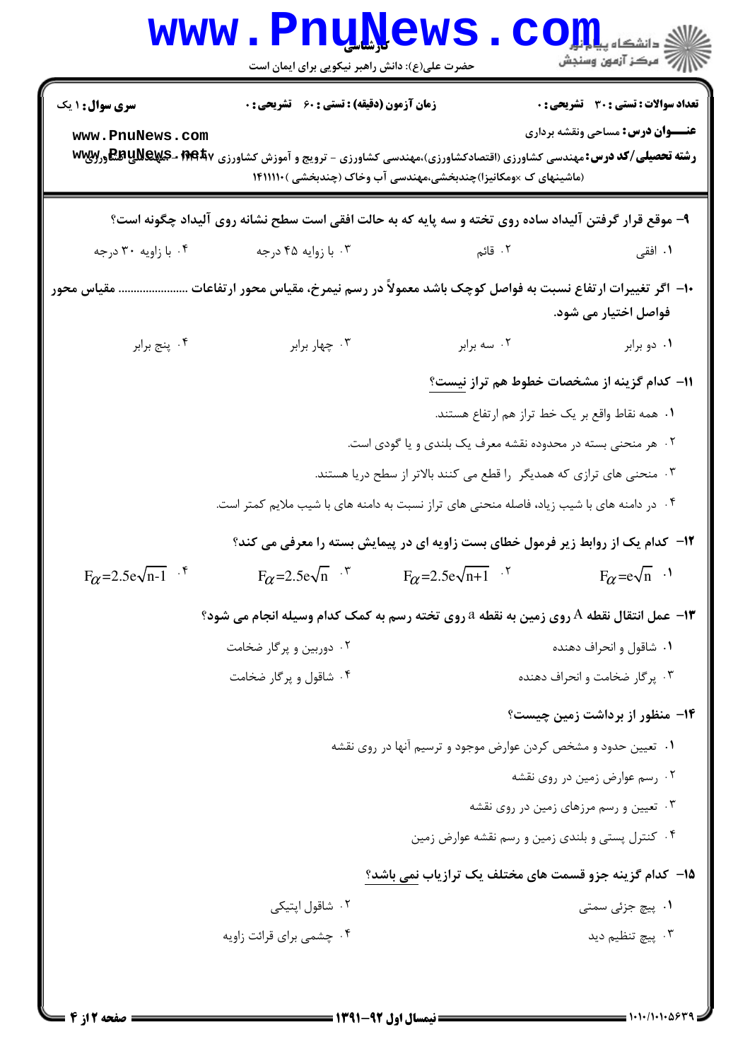۹- موقع قرار گرفتن آلیداد ساده روی تخته و سه پایه که به حالت افقی است سطح نشانه روی آلیداد چگونه است؟

۱. افقی
۲. قائم
۳. با زوایه ۴۵ درجه
۴. با زاویه ۳۰ درجه

۱۰- اگر تغییرات ارتفاع نسبت به فواصل کوچک باشد معمولاً در رسم نیمرخ، مقیاس محور ارتفاعات ...................... مقیاس محور فواصل اختیار می شود.

۱. دو برابر
۲. سه برابر
۳. چهار برابر
۴. پنج برابر

۱۱- کدام گزینه از مشخصات خطوط هم تراز نیست؟

۱. همه نقاط واقع بر یک خط تراز هم ارتفاع هستند.
۲. هر منحنی بسته در محدوده نقشه معرف یک بلندی و یا گودی است.
۳. منحنی های ترازی که همدیگر را قطع می کنند بالاتر از سطح دریا هستند.
۴. در دامنه های با شیب زیاد، فاصله منحنی های تراز نسبت به دامنه های با شیب ملایم کمتر است.

۱۲- کدام یک از روابط زیر فرمول خطای بست زاویه ای در پیمایش بسته را معرفی می کند؟

۱. $F_{\alpha}=e\sqrt{n}$
۲. $F_{\alpha}=2.5e\sqrt{n+1}$
۳. $F_{\alpha}=2.5e\sqrt{n}$
۴. $F_{\alpha}=2.5e\sqrt{n-1}$

۱۳- عمل انتقال نقطه A روی زمین به نقطه a روی تخته رسم به کمک کدام وسیله انجام می شود؟

۱. شاقول و انحراف دهنده
۲. دوربین و پرگار ضخامت
۳. پرگار ضخامت و انحراف دهنده
۴. شاقول و پرگار ضخامت

۱۴- منظور از برداشت زمین چیست؟

۱. تعیین حدود و مشخص کردن عوارض موجود و ترسیم آنها در روی نقشه
۲. رسم عوارض زمین در روی نقشه
۳. تعیین و رسم مرزهای زمین در روی نقشه
۴. کنترل پستی و بلندی زمین و رسم نقشه عوارض زمین

۱۵- کدام گزینه جزو قسمت های مختلف یک ترازیاب نمی باشد؟

۱. پیچ جزئی سمتی
۲. شاقول اپتیکی
۳. پیچ تنظیم دید
۴. چشمی برای قرائت زاویه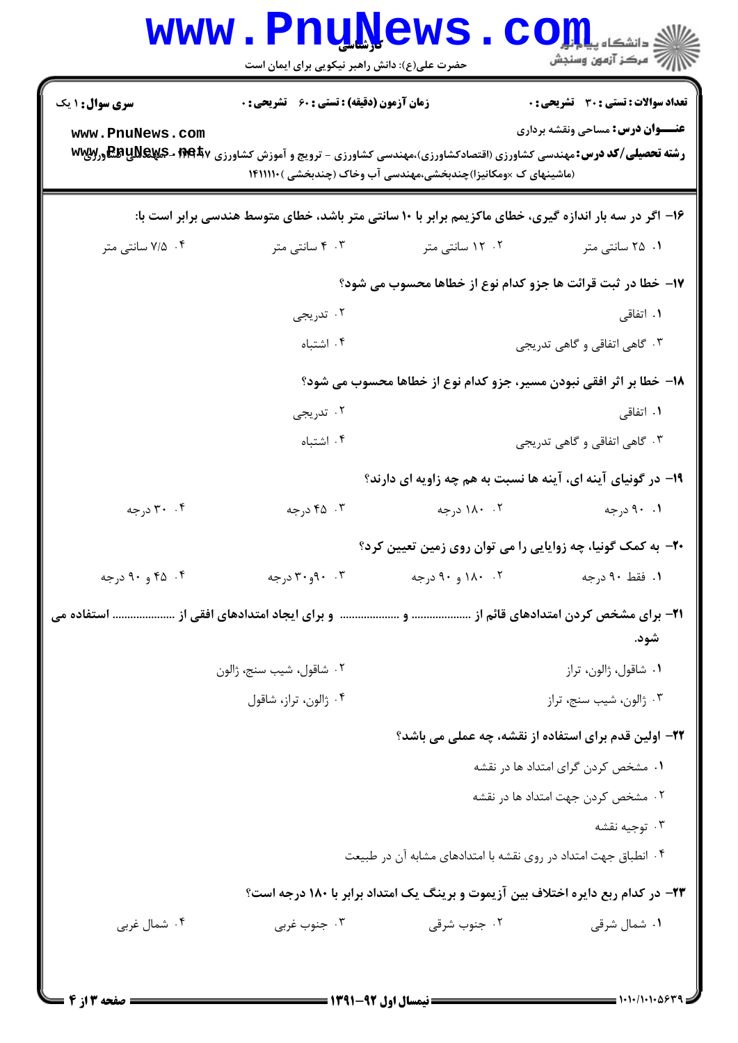**سری سوال:** ۱ یک

**زمان آزمون (دقیقه) : تستی :** ۶۰ **تشریحی :** ۰

**تعداد سوالات : تستی :** ۳۰ **تشریحی :** ۰

**عنـــوان درس:** مساحی ونقشه برداری

**رشته تحصیلی/کد درس:** مهندسی کشاورزی (اقتصادکشاورزی)،مهندسی کشاورزی - ترویج و آموزش کشاورزی ۱۴۱۱۰۰۷ - مهندسی کشاورزی (ماشینهای ک ×ومکانیزا)چندبخشی،مهندسی آب وخاک (چندبخشی )۱۴۱۱۱۱۰

۱۶- اگر در سه بار اندازه گیری، خطای ماکزیمم برابر با ۱۰ سانتی متر باشد، خطای متوسط هندسی برابر است با:

۱. ۲۵ سانتی متر
۲. ۱۲ سانتی متر
۳. ۴ سانتی متر
۴. ۷/۵ سانتی متر

۱۷- خطا در ثبت قرائت ها جزو کدام نوع از خطاها محسوب می شود؟

۱. اتفاقی
۲. تدریجی
۳. گاهی اتفاقی و گاهی تدریجی
۴. اشتباه

۱۸- خطا بر اثر افقی نبودن مسیر، جزو کدام نوع از خطاها محسوب می شود؟

۱. اتفاقی
۲. تدریجی
۳. گاهی اتفاقی و گاهی تدریجی
۴. اشتباه

۱۹- در گونیای آینه ای، آینه ها نسبت به هم چه زاویه ای دارند؟

۱. ۹۰ درجه
۲. ۱۸۰ درجه
۳. ۴۵ درجه
۴. ۳۰ درجه

۲۰- به کمک گونیا، چه زوایایی را می توان روی زمین تعیین کرد؟

۱. فقط ۹۰ درجه
۲. ۱۸۰ و ۹۰ درجه
۳. ۹۰و۳۰ درجه
۴. ۴۵ و ۹۰ درجه

۲۱- برای مشخص کردن امتدادهای قائم از .................... و .................... و برای ایجاد امتدادهای افقی از .................... استفاده می شود.

۱. شاقول، ژالون، تراز
۲. شاقول، شیب سنج، ژالون
۳. ژالون، شیب سنج، تراز
۴. ژالون، تراز، شاقول

۲۲- اولین قدم برای استفاده از نقشه، چه عملی می باشد؟

۱. مشخص کردن گرای امتداد ها در نقشه
۲. مشخص کردن جهت امتداد ها در نقشه
۳. توجیه نقشه
۴. انطباق جهت امتداد در روی نقشه با امتدادهای مشابه آن در طبیعت

۲۳- در کدام ربع دایره اختلاف بین آزیموت و برینگ یک امتداد برابر با ۱۸۰ درجه است؟

۱. شمال شرقی
۲. جنوب شرقی
۳. جنوب غربی
۴. شمال غربی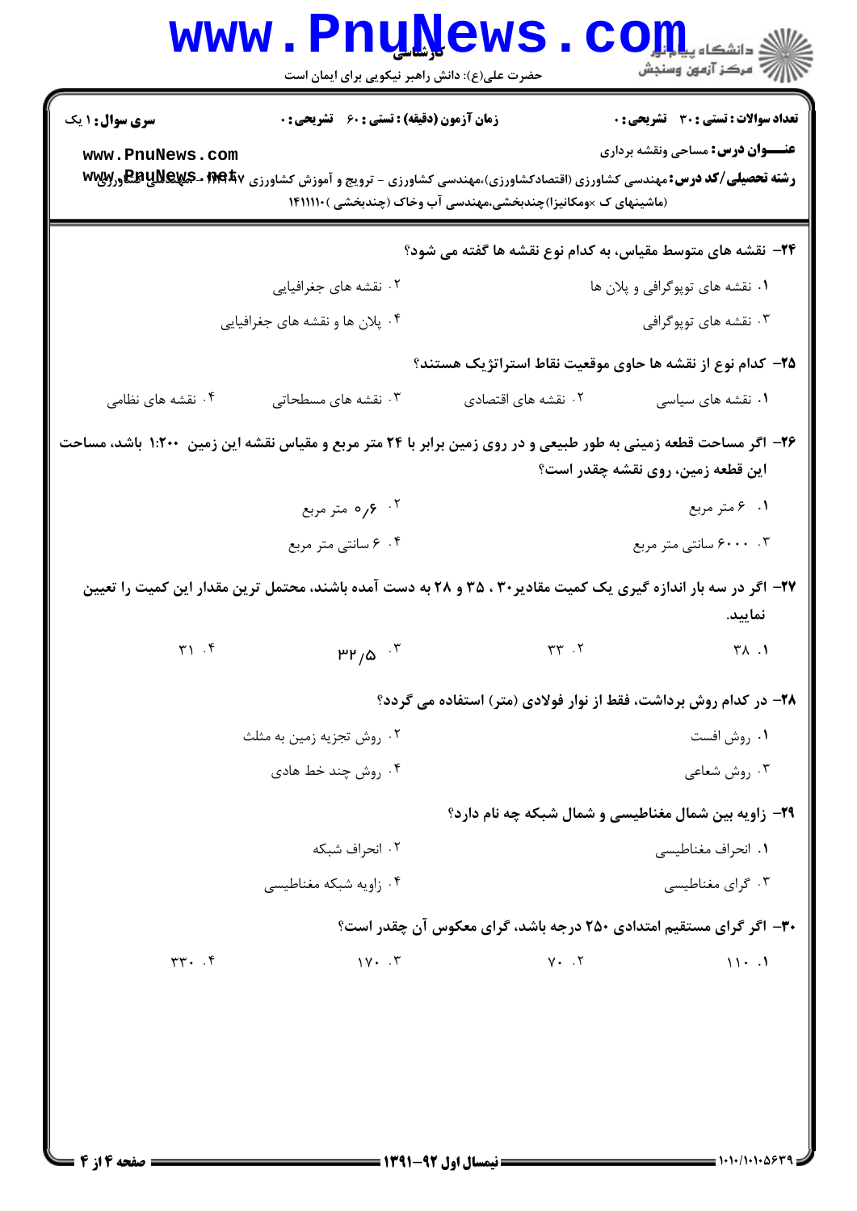**سری سوال:** ۱ یک

**زمان آزمون (دقیقه) : تستی : ۶۰ تشریحی : ۰**

**تعداد سوالات : تستی : ۳۰ تشریحی : ۰**

**عنـــوان درس:** مساحی ونقشه برداری

**رشته تحصیلی/کد درس:** مهندسی کشاورزی (اقتصادکشاورزی)،مهندسی کشاورزی - ترویج و آموزش کشاورزی ۱۴۱۱۰۴۷ - ،مهندسی کشاورزی (ماشینهای ک ×ومکانیزا)چندبخشی،مهندسی آب وخاک (چندبخشی )۱۴۱۱۱۱۰

**۲۴- نقشه های متوسط مقیاس، به کدام نوع نقشه ها گفته می شود؟**

۱. نقشه های توپوگرافی و پلان ها

۲. نقشه های جغرافیایی

۳. نقشه های توپوگرافی

۴. پلان ها و نقشه های جغرافیایی

**۲۵- کدام نوع از نقشه ها حاوی موقعیت نقاط استراتژیک هستند؟**

۱. نقشه های سیاسی

۲. نقشه های اقتصادی

۳. نقشه های مسطحاتی

۴. نقشه های نظامی

**۲۶- اگر مساحت قطعه زمینی به طور طبیعی و در روی زمین برابر با ۲۴ متر مربع و مقیاس نقشه این زمین ۱:۲۰۰ باشد، مساحت این قطعه زمین، روی نقشه چقدر است؟**

۱. ۶ متر مربع

۲. ۰/۶ متر مربع

۳. ۶۰۰۰ سانتی متر مربع

۴. ۶ سانتی متر مربع

**۲۷- اگر در سه بار اندازه گیری یک کمیت مقادیر۳۰ ، ۳۵ و ۲۸ به دست آمده باشند، محتمل ترین مقدار این کمیت را تعیین نمایید.**

۱. ۲۸

۲. ۳۳

۳. ۳۲/۵

۴. ۳۱

**۲۸- در کدام روش برداشت، فقط از نوار فولادی (متر) استفاده می گردد؟**

۱. روش افست

۲. روش تجزیه زمین به مثلث

۳. روش شعاعی

۴. روش چند خط هادی

**۲۹- زاویه بین شمال مغناطیسی و شمال شبکه چه نام دارد؟**

۱. انحراف مغناطیسی

۲. انحراف شبکه

۳. گرای مغناطیسی

۴. زاویه شبکه مغناطیسی

**۳۰- اگر گرای مستقیم امتدادی ۲۵۰ درجه باشد، گرای معکوس آن چقدر است؟**

۱. ۱۱۰

۲. ۷۰

۳. ۱۷۰

۴. ۳۳۰